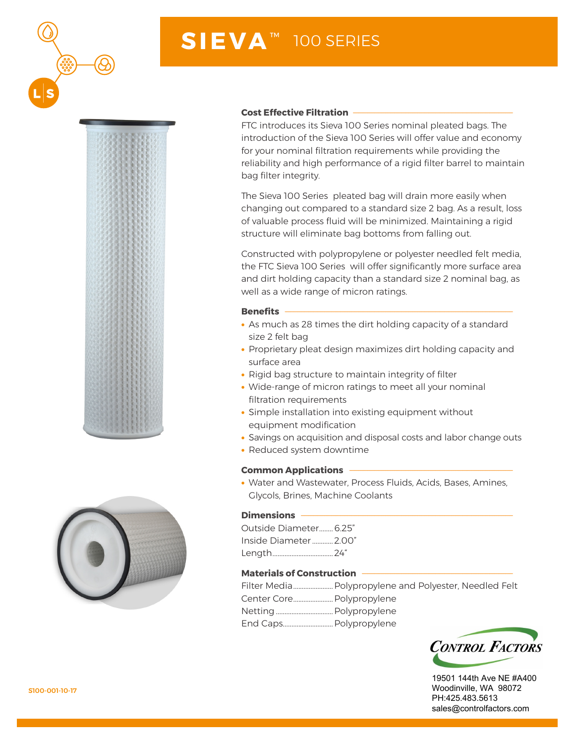# SIEVA™ 100 SERIES

## Cost Effective Filtration

FTC introduces its Sieva 100 Series nominal pleated bags. The introduction of the Sieva 100 Series will offer value and economy for your nominal filtration requirements while providing the reliability and high performance of a rigid filter barrel to maintain bag filter integrity.

The Sieva 100 Series pleated bag will drain more easily when changing out compared to a standard size 2 bag. As a result, loss of valuable process fluid will be minimized. Maintaining a rigid structure will eliminate bag bottoms from falling out.

Constructed with polypropylene or polyester needled felt media, the FTC Sieva 100 Series will offer significantly more surface area and dirt holding capacity than a standard size 2 nominal bag, as well as a wide range of micron ratings.

## Benefits

- As much as 28 times the dirt holding capacity of a standard size 2 felt bag
- Proprietary pleat design maximizes dirt holding capacity and surface area
- Rigid bag structure to maintain integrity of filter
- Wide-range of micron ratings to meet all your nominal filtration requirements
- Simple installation into existing equipment without equipment modification
- Savings on acquisition and disposal costs and labor change outs
- Reduced system downtime

## Common Applications

- Water and Wastewater, Process Fluids, Acids, Bases, Amines, Glycols, Brines, Machine Coolants

## Dimensions

| | |
|---|---|
| Outside Diameter | 6.25" |
| Inside Diameter | 2.00" |
| Length | 24" |

## Materials of Construction

| | |
|---|---|
| Filter Media | Polypropylene and Polyester, Needled Felt |
| Center Core | Polypropylene |
| Netting | Polypropylene |
| End Caps | Polypropylene |

CONTROL FACTORS

19501 144th Ave NE #A400
Woodinville, WA 98072
PH:425.483.5613
sales@controlfactors.com

S100-001-10-17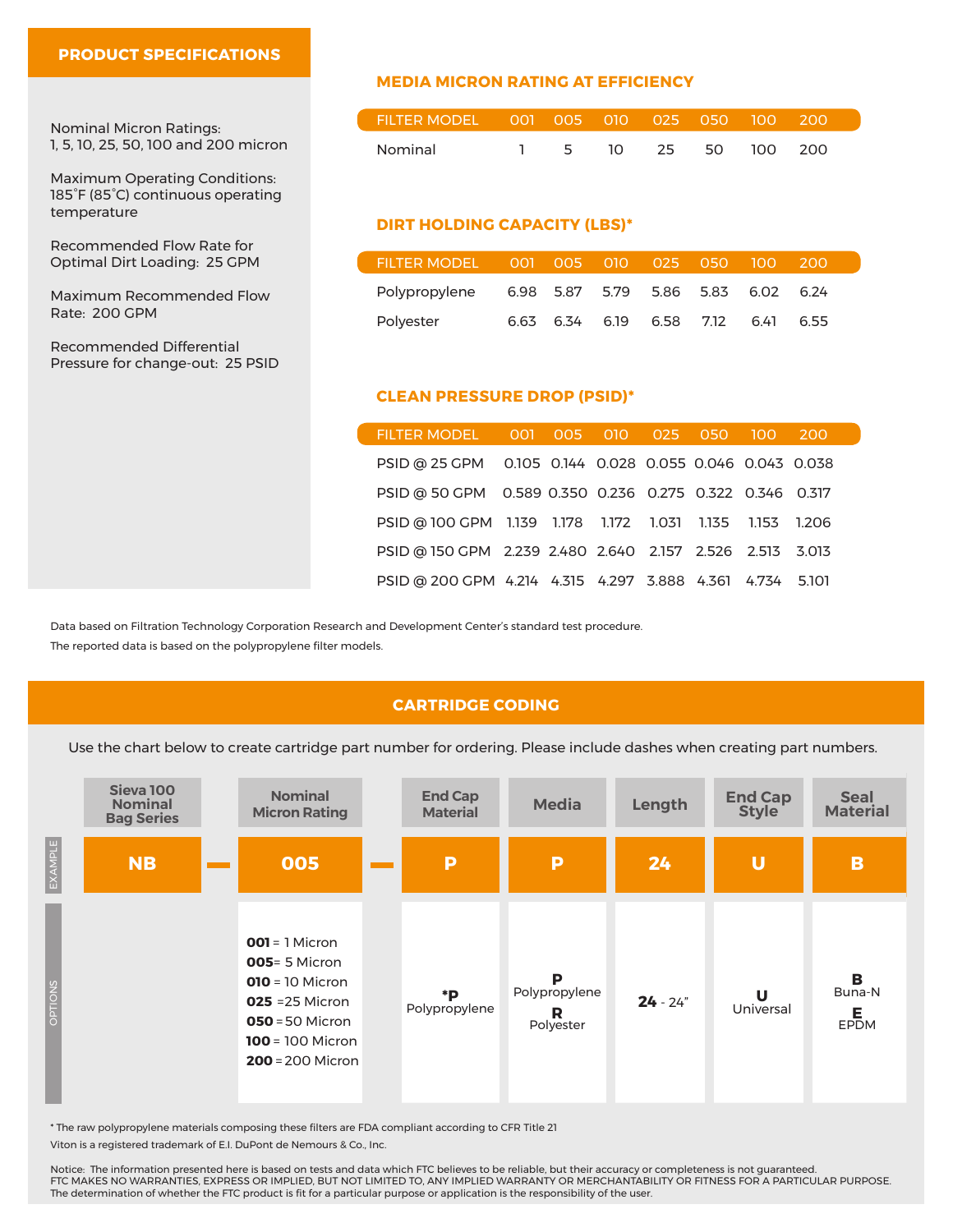## PRODUCT SPECIFICATIONS

Nominal Micron Ratings:
1, 5, 10, 25, 50, 100 and 200 micron

Maximum Operating Conditions:
185˚F (85˚C) continuous operating temperature

Recommended Flow Rate for Optimal Dirt Loading: 25 GPM

Maximum Recommended Flow Rate: 200 GPM

Recommended Differential Pressure for change-out: 25 PSID

## MEDIA MICRON RATING AT EFFICIENCY

| FILTER MODEL | 001 | 005 | 010 | 025 | 050 | 100 | 200 |
|---|---|---|---|---|---|---|---|
| Nominal | 1 | 5 | 10 | 25 | 50 | 100 | 200 |

## DIRT HOLDING CAPACITY (LBS)*

| FILTER MODEL | 001 | 005 | 010 | 025 | 050 | 100 | 200 |
|---|---|---|---|---|---|---|---|
| Polypropylene | 6.98 | 5.87 | 5.79 | 5.86 | 5.83 | 6.02 | 6.24 |
| Polyester | 6.63 | 6.34 | 6.19 | 6.58 | 7.12 | 6.41 | 6.55 |

## CLEAN PRESSURE DROP (PSID)*

| FILTER MODEL | 001 | 005 | 010 | 025 | 050 | 100 | 200 |
|---|---|---|---|---|---|---|---|
| PSID @ 25 GPM | 0.105 | 0.144 | 0.028 | 0.055 | 0.046 | 0.043 | 0.038 |
| PSID @ 50 GPM | 0.589 | 0.350 | 0.236 | 0.275 | 0.322 | 0.346 | 0.317 |
| PSID @ 100 GPM | 1.139 | 1.178 | 1.172 | 1.031 | 1.135 | 1.153 | 1.206 |
| PSID @ 150 GPM | 2.239 | 2.480 | 2.640 | 2.157 | 2.526 | 2.513 | 3.013 |
| PSID @ 200 GPM | 4.214 | 4.315 | 4.297 | 3.888 | 4.361 | 4.734 | 5.101 |

Data based on Filtration Technology Corporation Research and Development Center's standard test procedure.
The reported data is based on the polypropylene filter models.

## CARTRIDGE CODING

Use the chart below to create cartridge part number for ordering. Please include dashes when creating part numbers.

| | Sieva 100 Nominal Bag Series | | Nominal Micron Rating | | End Cap Material | Media | Length | End Cap Style | Seal Material |
|---|---|---|---|---|---|---|---|---|---|
| EXAMPLE | NB | – | 005 | – | P | P | 24 | U | B |
| OPTIONS | | | **001** = 1 Micron<br>**005**= 5 Micron<br>**010** = 10 Micron<br>**025** =25 Micron<br>**050** =50 Micron<br>**100** = 100 Micron<br>**200** =200 Micron | | ***P** Polypropylene | **P** Polypropylene<br>**R** Polyester | **24** - 24" | **U** Universal | **B** Buna-N<br>**E** EPDM |

* The raw polypropylene materials composing these filters are FDA compliant according to CFR Title 21

Viton is a registered trademark of E.I. DuPont de Nemours & Co., Inc.

Notice: The information presented here is based on tests and data which FTC believes to be reliable, but their accuracy or completeness is not guaranteed.
FTC MAKES NO WARRANTIES, EXPRESS OR IMPLIED, BUT NOT LIMITED TO, ANY IMPLIED WARRANTY OR MERCHANTABILITY OR FITNESS FOR A PARTICULAR PURPOSE.
The determination of whether the FTC product is fit for a particular purpose or application is the responsibility of the user.